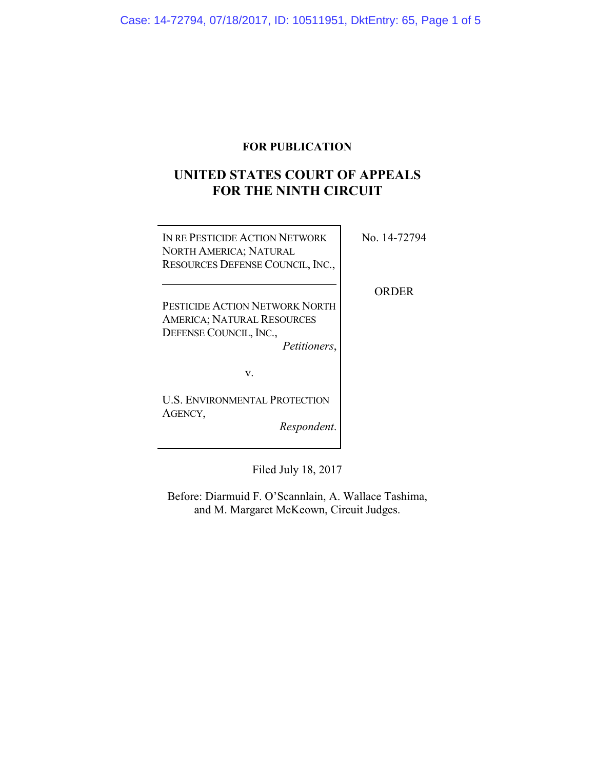**FOR PUBLICATION**

# UNITED STATES COURT OF APPEALS FOR THE NINTH CIRCUIT

IN RE PESTICIDE ACTION NETWORK NORTH AMERICA; NATURAL RESOURCES DEFENSE COUNCIL, INC.,

---

PESTICIDE ACTION NETWORK NORTH AMERICA; NATURAL RESOURCES DEFENSE COUNCIL, INC.,
*Petitioners*,

v.

U.S. ENVIRONMENTAL PROTECTION AGENCY,
*Respondent*.

No. 14-72794

ORDER

Filed July 18, 2017

Before: Diarmuid F. O'Scannlain, A. Wallace Tashima, and M. Margaret McKeown, Circuit Judges.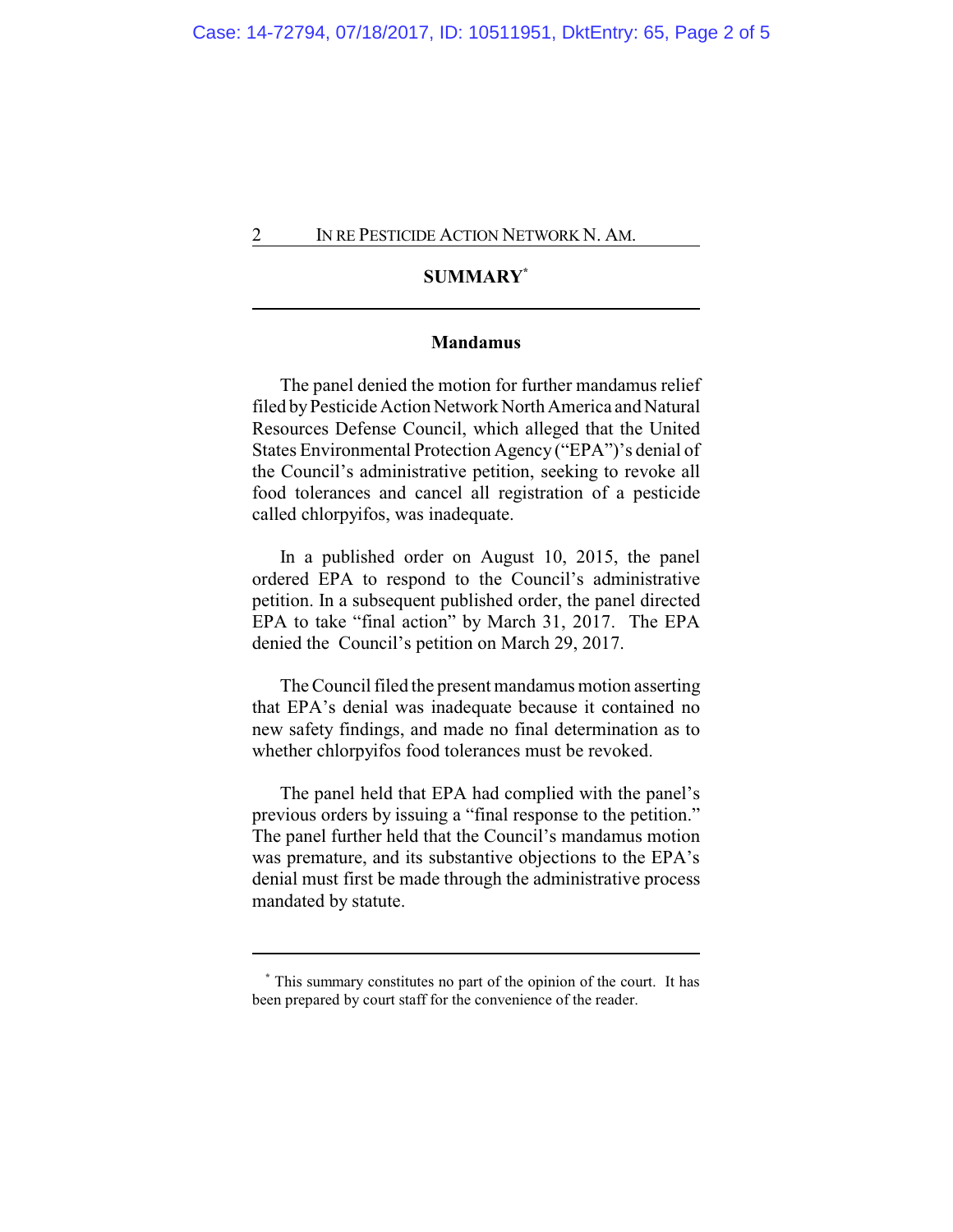## SUMMARY[*]

### Mandamus

The panel denied the motion for further mandamus relief filed by Pesticide Action Network North America and Natural Resources Defense Council, which alleged that the United States Environmental Protection Agency ("EPA")'s denial of the Council's administrative petition, seeking to revoke all food tolerances and cancel all registration of a pesticide called chlorpyifos, was inadequate.

In a published order on August 10, 2015, the panel ordered EPA to respond to the Council's administrative petition. In a subsequent published order, the panel directed EPA to take "final action" by March 31, 2017. The EPA denied the Council's petition on March 29, 2017.

The Council filed the present mandamus motion asserting that EPA's denial was inadequate because it contained no new safety findings, and made no final determination as to whether chlorpyifos food tolerances must be revoked.

The panel held that EPA had complied with the panel's previous orders by issuing a "final response to the petition." The panel further held that the Council's mandamus motion was premature, and its substantive objections to the EPA's denial must first be made through the administrative process mandated by statute.

---

[*] This summary constitutes no part of the opinion of the court. It has been prepared by court staff for the convenience of the reader.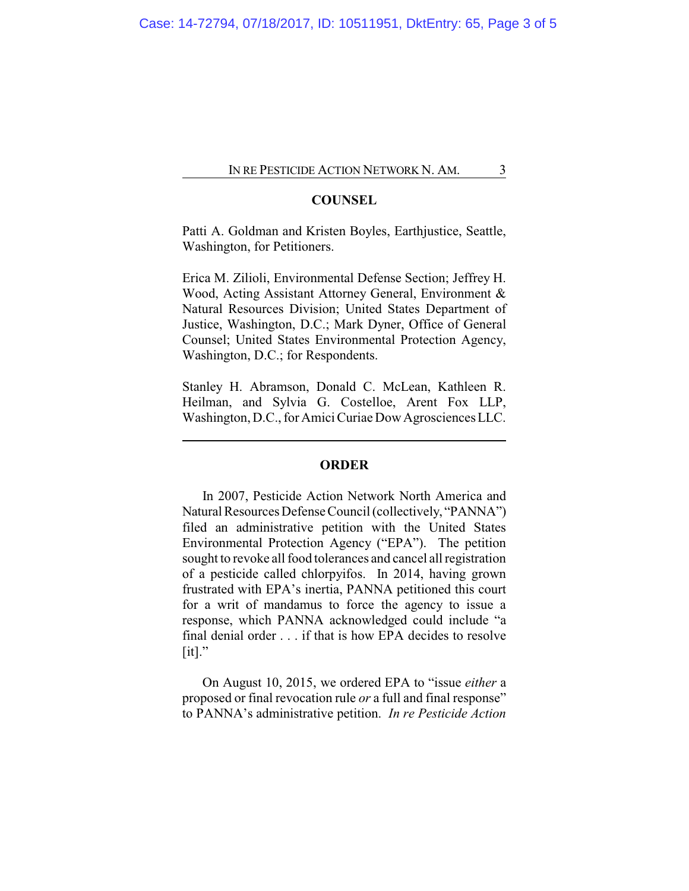## COUNSEL

Patti A. Goldman and Kristen Boyles, Earthjustice, Seattle, Washington, for Petitioners.

Erica M. Zilioli, Environmental Defense Section; Jeffrey H. Wood, Acting Assistant Attorney General, Environment & Natural Resources Division; United States Department of Justice, Washington, D.C.; Mark Dyner, Office of General Counsel; United States Environmental Protection Agency, Washington, D.C.; for Respondents.

Stanley H. Abramson, Donald C. McLean, Kathleen R. Heilman, and Sylvia G. Costelloe, Arent Fox LLP, Washington, D.C., for Amici Curiae Dow Agrosciences LLC.

---

## ORDER

In 2007, Pesticide Action Network North America and Natural Resources Defense Council (collectively, "PANNA") filed an administrative petition with the United States Environmental Protection Agency ("EPA"). The petition sought to revoke all food tolerances and cancel all registration of a pesticide called chlorpyifos. In 2014, having grown frustrated with EPA's inertia, PANNA petitioned this court for a writ of mandamus to force the agency to issue a response, which PANNA acknowledged could include "a final denial order . . . if that is how EPA decides to resolve [it]."

On August 10, 2015, we ordered EPA to "issue *either* a proposed or final revocation rule *or* a full and final response" to PANNA's administrative petition. *In re Pesticide Action*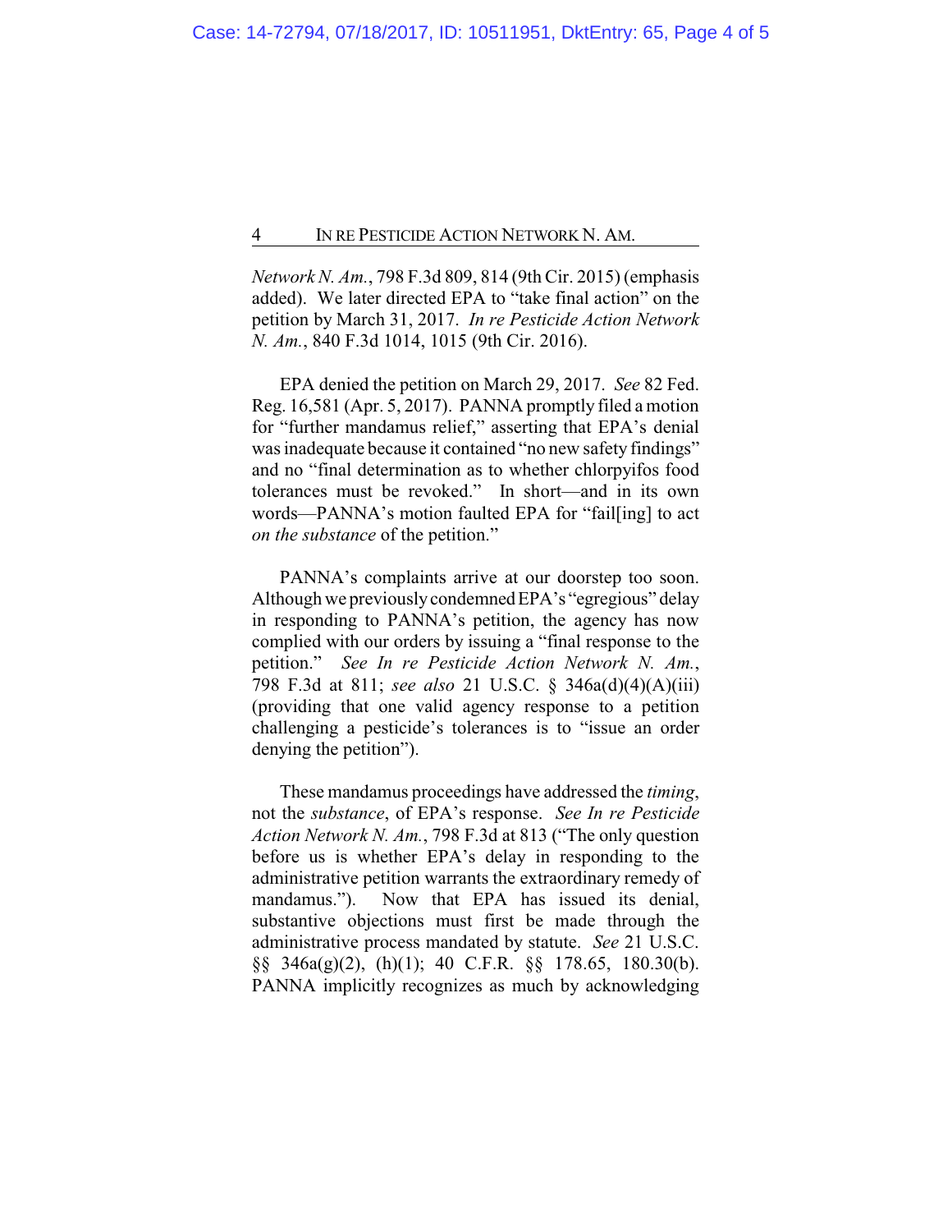*Network N. Am.*, 798 F.3d 809, 814 (9th Cir. 2015) (emphasis added). We later directed EPA to "take final action" on the petition by March 31, 2017. *In re Pesticide Action Network N. Am.*, 840 F.3d 1014, 1015 (9th Cir. 2016).

EPA denied the petition on March 29, 2017. *See* 82 Fed. Reg. 16,581 (Apr. 5, 2017). PANNA promptly filed a motion for "further mandamus relief," asserting that EPA's denial was inadequate because it contained "no new safety findings" and no "final determination as to whether chlorpyifos food tolerances must be revoked." In short—and in its own words—PANNA's motion faulted EPA for "fail[ing] to act *on the substance* of the petition."

PANNA's complaints arrive at our doorstep too soon. Although we previously condemned EPA's "egregious" delay in responding to PANNA's petition, the agency has now complied with our orders by issuing a "final response to the petition." *See In re Pesticide Action Network N. Am.*, 798 F.3d at 811; *see also* 21 U.S.C. § 346a(d)(4)(A)(iii) (providing that one valid agency response to a petition challenging a pesticide's tolerances is to "issue an order denying the petition").

These mandamus proceedings have addressed the *timing*, not the *substance*, of EPA's response. *See In re Pesticide Action Network N. Am.*, 798 F.3d at 813 ("The only question before us is whether EPA's delay in responding to the administrative petition warrants the extraordinary remedy of mandamus."). Now that EPA has issued its denial, substantive objections must first be made through the administrative process mandated by statute. *See* 21 U.S.C. §§ 346a(g)(2), (h)(1); 40 C.F.R. §§ 178.65, 180.30(b). PANNA implicitly recognizes as much by acknowledging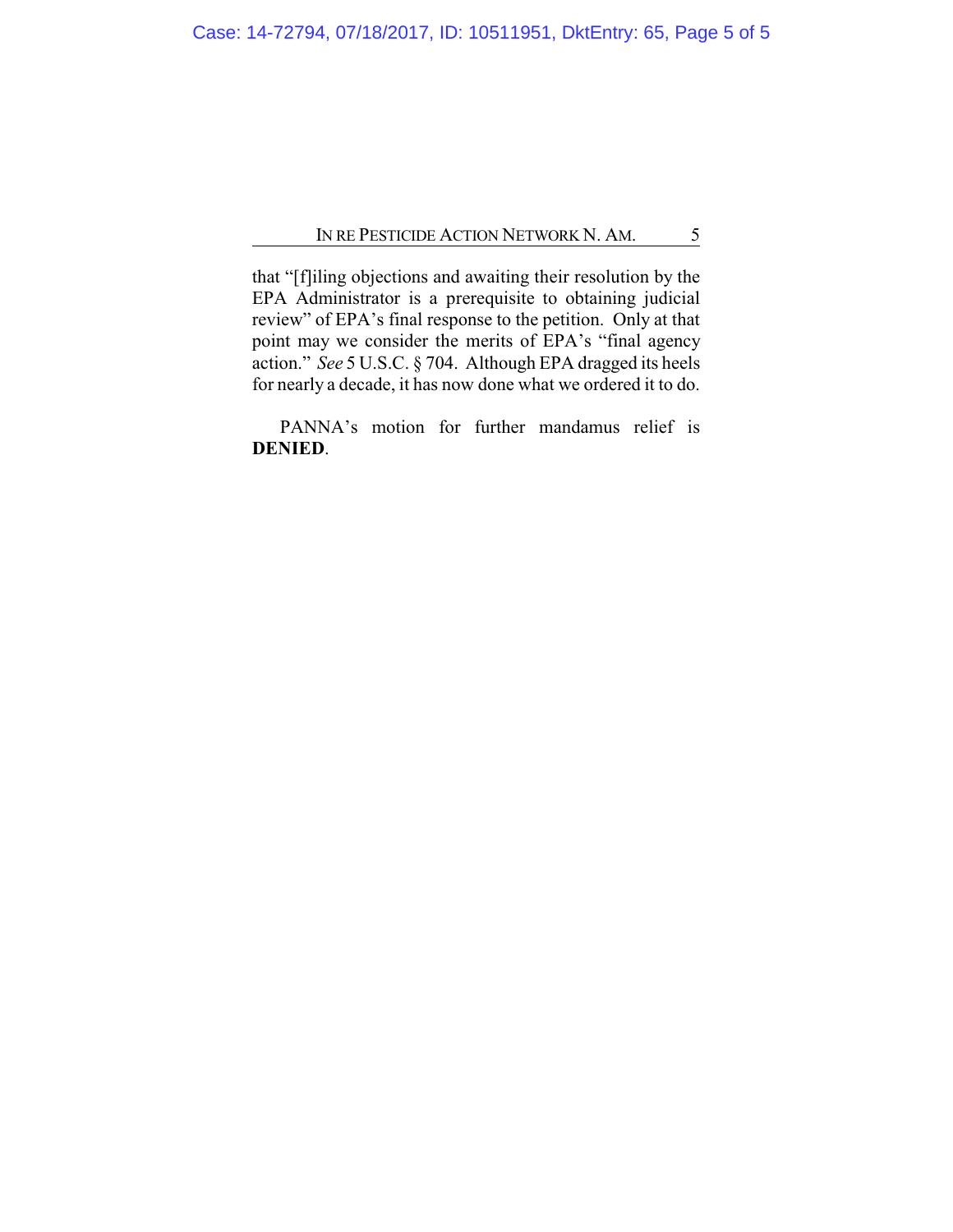that "[f]iling objections and awaiting their resolution by the EPA Administrator is a prerequisite to obtaining judicial review" of EPA's final response to the petition. Only at that point may we consider the merits of EPA's "final agency action." *See* 5 U.S.C. § 704. Although EPA dragged its heels for nearly a decade, it has now done what we ordered it to do.

PANNA's motion for further mandamus relief is **DENIED**.